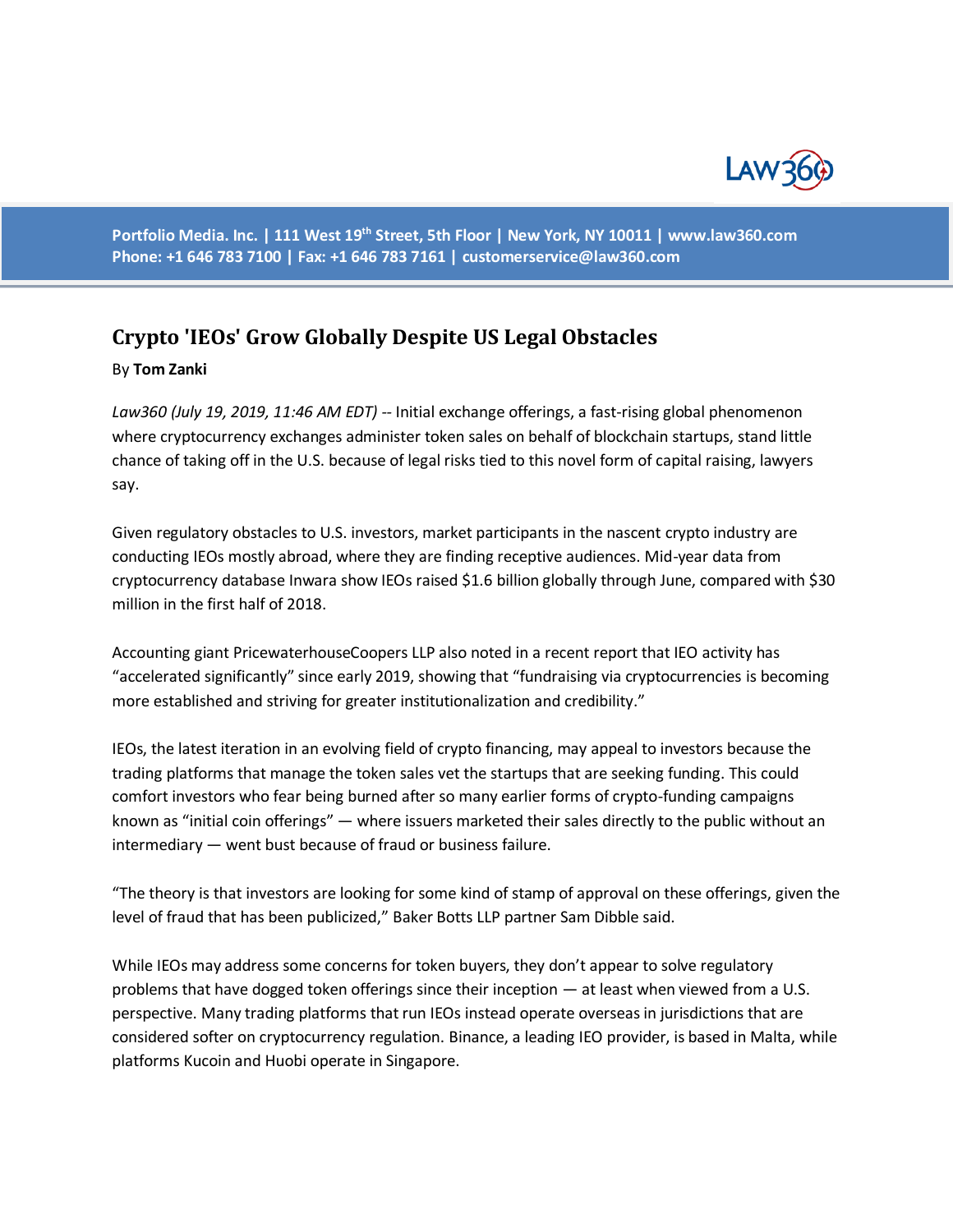Portfolio Media. Inc. | 111 West 19th Street, 5th Floor | New York, NY 10011 | www.law360.com
Phone: +1 646 783 7100 | Fax: +1 646 783 7161 | customerservice@law360.com

# Crypto 'IEOs' Grow Globally Despite US Legal Obstacles

By **Tom Zanki**

*Law360 (July 19, 2019, 11:46 AM EDT)* -- Initial exchange offerings, a fast-rising global phenomenon where cryptocurrency exchanges administer token sales on behalf of blockchain startups, stand little chance of taking off in the U.S. because of legal risks tied to this novel form of capital raising, lawyers say.

Given regulatory obstacles to U.S. investors, market participants in the nascent crypto industry are conducting IEOs mostly abroad, where they are finding receptive audiences. Mid-year data from cryptocurrency database Inwara show IEOs raised $1.6 billion globally through June, compared with $30 million in the first half of 2018.

Accounting giant PricewaterhouseCoopers LLP also noted in a recent report that IEO activity has "accelerated significantly" since early 2019, showing that "fundraising via cryptocurrencies is becoming more established and striving for greater institutionalization and credibility."

IEOs, the latest iteration in an evolving field of crypto financing, may appeal to investors because the trading platforms that manage the token sales vet the startups that are seeking funding. This could comfort investors who fear being burned after so many earlier forms of crypto-funding campaigns known as "initial coin offerings" — where issuers marketed their sales directly to the public without an intermediary — went bust because of fraud or business failure.

"The theory is that investors are looking for some kind of stamp of approval on these offerings, given the level of fraud that has been publicized," Baker Botts LLP partner Sam Dibble said.

While IEOs may address some concerns for token buyers, they don't appear to solve regulatory problems that have dogged token offerings since their inception — at least when viewed from a U.S. perspective. Many trading platforms that run IEOs instead operate overseas in jurisdictions that are considered softer on cryptocurrency regulation. Binance, a leading IEO provider, is based in Malta, while platforms Kucoin and Huobi operate in Singapore.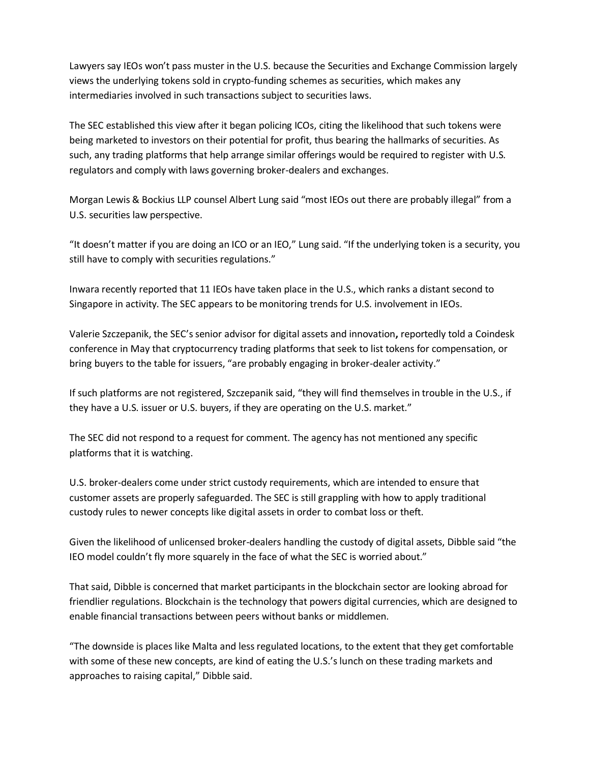Lawyers say IEOs won't pass muster in the U.S. because the Securities and Exchange Commission largely views the underlying tokens sold in crypto-funding schemes as securities, which makes any intermediaries involved in such transactions subject to securities laws.

The SEC established this view after it began policing ICOs, citing the likelihood that such tokens were being marketed to investors on their potential for profit, thus bearing the hallmarks of securities. As such, any trading platforms that help arrange similar offerings would be required to register with U.S. regulators and comply with laws governing broker-dealers and exchanges.

Morgan Lewis & Bockius LLP counsel Albert Lung said "most IEOs out there are probably illegal" from a U.S. securities law perspective.

"It doesn't matter if you are doing an ICO or an IEO," Lung said. "If the underlying token is a security, you still have to comply with securities regulations."

Inwara recently reported that 11 IEOs have taken place in the U.S., which ranks a distant second to Singapore in activity. The SEC appears to be monitoring trends for U.S. involvement in IEOs.

Valerie Szczepanik, the SEC's senior advisor for digital assets and innovation**,** reportedly told a Coindesk conference in May that cryptocurrency trading platforms that seek to list tokens for compensation, or bring buyers to the table for issuers, "are probably engaging in broker-dealer activity."

If such platforms are not registered, Szczepanik said, "they will find themselves in trouble in the U.S., if they have a U.S. issuer or U.S. buyers, if they are operating on the U.S. market."

The SEC did not respond to a request for comment. The agency has not mentioned any specific platforms that it is watching.

U.S. broker-dealers come under strict custody requirements, which are intended to ensure that customer assets are properly safeguarded. The SEC is still grappling with how to apply traditional custody rules to newer concepts like digital assets in order to combat loss or theft.

Given the likelihood of unlicensed broker-dealers handling the custody of digital assets, Dibble said "the IEO model couldn't fly more squarely in the face of what the SEC is worried about."

That said, Dibble is concerned that market participants in the blockchain sector are looking abroad for friendlier regulations. Blockchain is the technology that powers digital currencies, which are designed to enable financial transactions between peers without banks or middlemen.

"The downside is places like Malta and less regulated locations, to the extent that they get comfortable with some of these new concepts, are kind of eating the U.S.'s lunch on these trading markets and approaches to raising capital," Dibble said.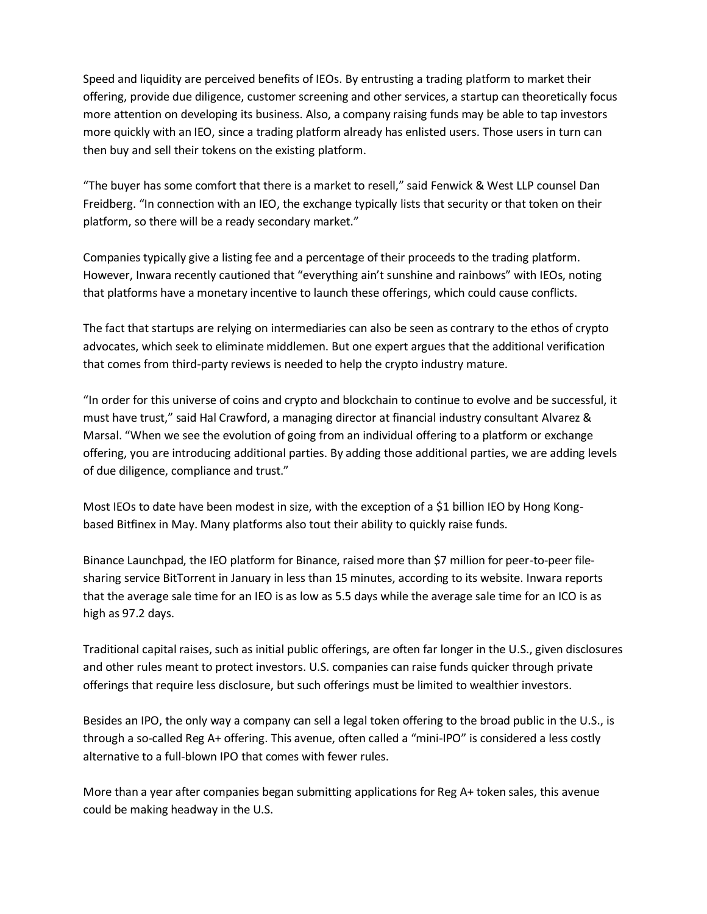Speed and liquidity are perceived benefits of IEOs. By entrusting a trading platform to market their offering, provide due diligence, customer screening and other services, a startup can theoretically focus more attention on developing its business. Also, a company raising funds may be able to tap investors more quickly with an IEO, since a trading platform already has enlisted users. Those users in turn can then buy and sell their tokens on the existing platform.

"The buyer has some comfort that there is a market to resell," said Fenwick & West LLP counsel Dan Freidberg. "In connection with an IEO, the exchange typically lists that security or that token on their platform, so there will be a ready secondary market."

Companies typically give a listing fee and a percentage of their proceeds to the trading platform. However, Inwara recently cautioned that "everything ain't sunshine and rainbows" with IEOs, noting that platforms have a monetary incentive to launch these offerings, which could cause conflicts.

The fact that startups are relying on intermediaries can also be seen as contrary to the ethos of crypto advocates, which seek to eliminate middlemen. But one expert argues that the additional verification that comes from third-party reviews is needed to help the crypto industry mature.

"In order for this universe of coins and crypto and blockchain to continue to evolve and be successful, it must have trust," said Hal Crawford, a managing director at financial industry consultant Alvarez & Marsal. "When we see the evolution of going from an individual offering to a platform or exchange offering, you are introducing additional parties. By adding those additional parties, we are adding levels of due diligence, compliance and trust."

Most IEOs to date have been modest in size, with the exception of a $1 billion IEO by Hong Kong-based Bitfinex in May. Many platforms also tout their ability to quickly raise funds.

Binance Launchpad, the IEO platform for Binance, raised more than $7 million for peer-to-peer file-sharing service BitTorrent in January in less than 15 minutes, according to its website. Inwara reports that the average sale time for an IEO is as low as 5.5 days while the average sale time for an ICO is as high as 97.2 days.

Traditional capital raises, such as initial public offerings, are often far longer in the U.S., given disclosures and other rules meant to protect investors. U.S. companies can raise funds quicker through private offerings that require less disclosure, but such offerings must be limited to wealthier investors.

Besides an IPO, the only way a company can sell a legal token offering to the broad public in the U.S., is through a so-called Reg A+ offering. This avenue, often called a "mini-IPO" is considered a less costly alternative to a full-blown IPO that comes with fewer rules.

More than a year after companies began submitting applications for Reg A+ token sales, this avenue could be making headway in the U.S.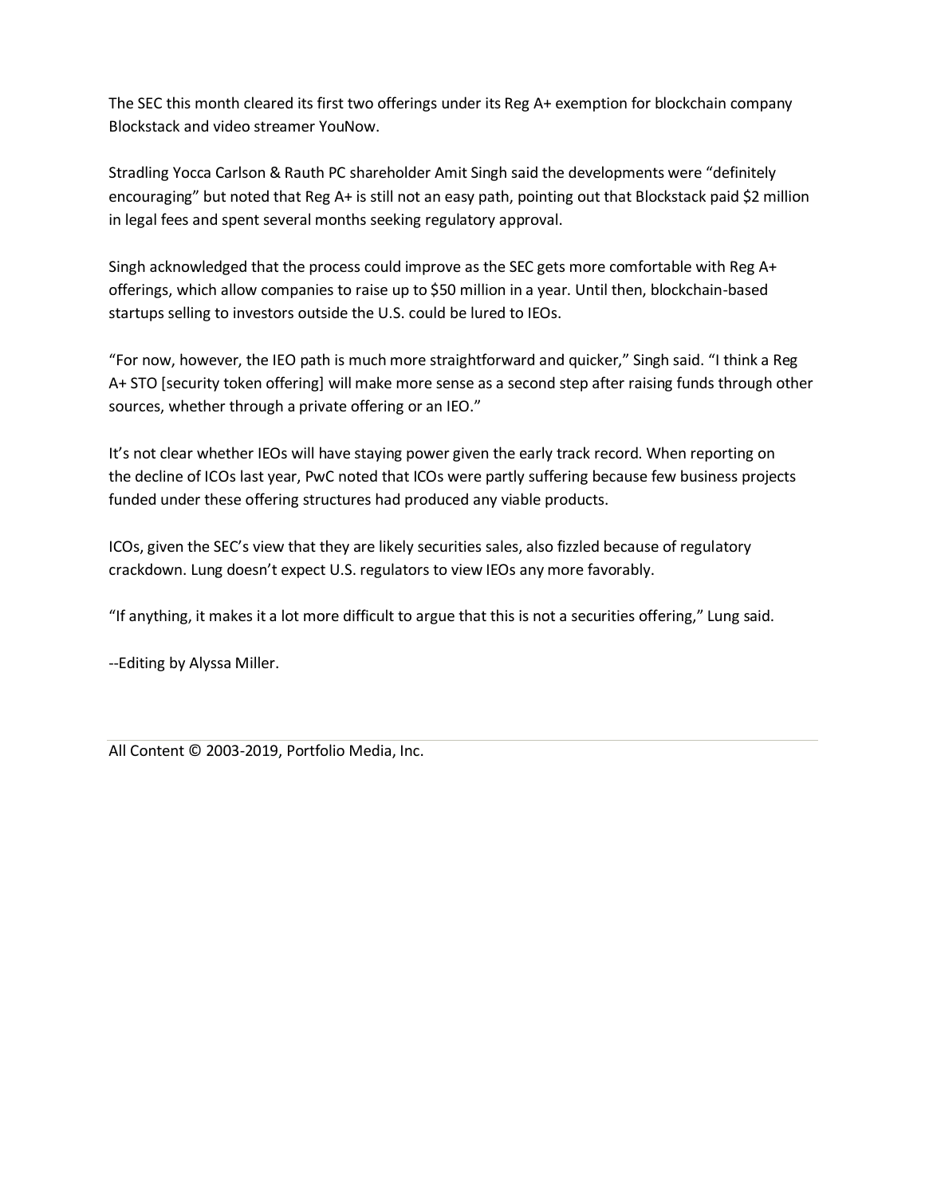The SEC this month cleared its first two offerings under its Reg A+ exemption for blockchain company Blockstack and video streamer YouNow.

Stradling Yocca Carlson & Rauth PC shareholder Amit Singh said the developments were "definitely encouraging" but noted that Reg A+ is still not an easy path, pointing out that Blockstack paid $2 million in legal fees and spent several months seeking regulatory approval.

Singh acknowledged that the process could improve as the SEC gets more comfortable with Reg A+ offerings, which allow companies to raise up to $50 million in a year. Until then, blockchain-based startups selling to investors outside the U.S. could be lured to IEOs.

"For now, however, the IEO path is much more straightforward and quicker," Singh said. "I think a Reg A+ STO [security token offering] will make more sense as a second step after raising funds through other sources, whether through a private offering or an IEO."

It's not clear whether IEOs will have staying power given the early track record. When reporting on the decline of ICOs last year, PwC noted that ICOs were partly suffering because few business projects funded under these offering structures had produced any viable products.

ICOs, given the SEC's view that they are likely securities sales, also fizzled because of regulatory crackdown. Lung doesn't expect U.S. regulators to view IEOs any more favorably.

"If anything, it makes it a lot more difficult to argue that this is not a securities offering," Lung said.

--Editing by Alyssa Miller.

All Content © 2003-2019, Portfolio Media, Inc.